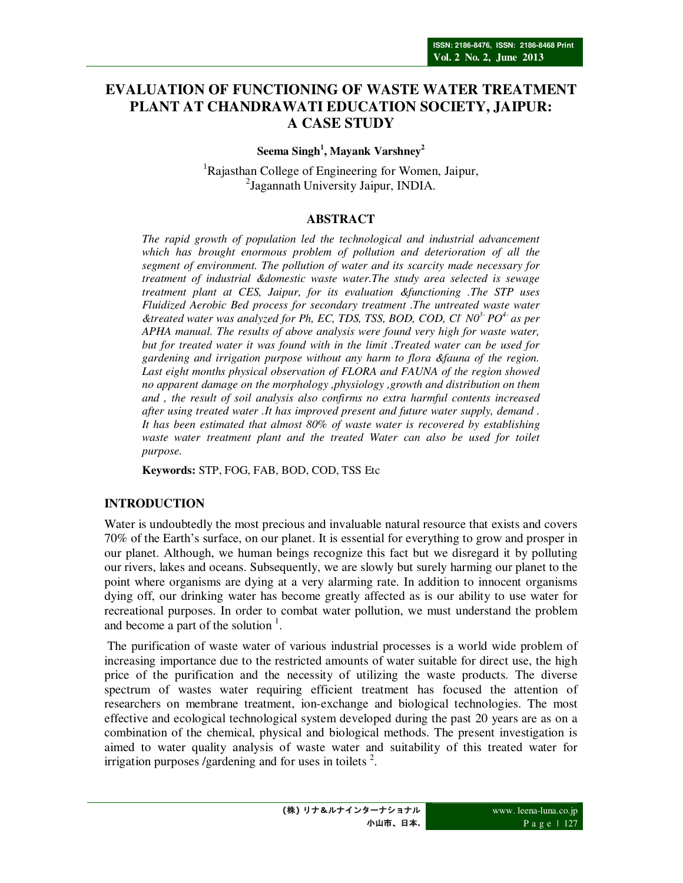# EVALUATION OF FUNCTIONING OF WASTE WATER TREATMENT PLANT AT CHANDRAWATI EDUCATION SOCIETY, JAIPUR: A CASE STUDY

**Seema Singh[1], Mayank Varshney[2]**

[1]Rajasthan College of Engineering for Women, Jaipur,
[2]Jagannath University Jaipur, INDIA.

## ABSTRACT

*The rapid growth of population led the technological and industrial advancement which has brought enormous problem of pollution and deterioration of all the segment of environment. The pollution of water and its scarcity made necessary for treatment of industrial &domestic waste water.The study area selected is sewage treatment plant at CES, Jaipur, for its evaluation &functioning .The STP uses Fluidized Aerobic Bed process for secondary treatment .The untreated waste water &treated water was analyzed for Ph, EC, TDS, TSS, BOD, COD, $Cl^-$ $N0^{3-}$ $PO^{4-}$ as per APHA manual. The results of above analysis were found very high for waste water, but for treated water it was found with in the limit .Treated water can be used for gardening and irrigation purpose without any harm to flora &fauna of the region. Last eight months physical observation of FLORA and FAUNA of the region showed no apparent damage on the morphology ,physiology ,growth and distribution on them and , the result of soil analysis also confirms no extra harmful contents increased after using treated water .It has improved present and future water supply, demand . It has been estimated that almost 80% of waste water is recovered by establishing waste water treatment plant and the treated Water can also be used for toilet purpose.*

**Keywords:** STP, FOG, FAB, BOD, COD, TSS Etc

## INTRODUCTION

Water is undoubtedly the most precious and invaluable natural resource that exists and covers 70% of the Earth's surface, on our planet. It is essential for everything to grow and prosper in our planet. Although, we human beings recognize this fact but we disregard it by polluting our rivers, lakes and oceans. Subsequently, we are slowly but surely harming our planet to the point where organisms are dying at a very alarming rate. In addition to innocent organisms dying off, our drinking water has become greatly affected as is our ability to use water for recreational purposes. In order to combat water pollution, we must understand the problem and become a part of the solution [1].

The purification of waste water of various industrial processes is a world wide problem of increasing importance due to the restricted amounts of water suitable for direct use, the high price of the purification and the necessity of utilizing the waste products. The diverse spectrum of wastes water requiring efficient treatment has focused the attention of researchers on membrane treatment, ion-exchange and biological technologies. The most effective and ecological technological system developed during the past 20 years are as on a combination of the chemical, physical and biological methods. The present investigation is aimed to water quality analysis of waste water and suitability of this treated water for irrigation purposes /gardening and for uses in toilets [2].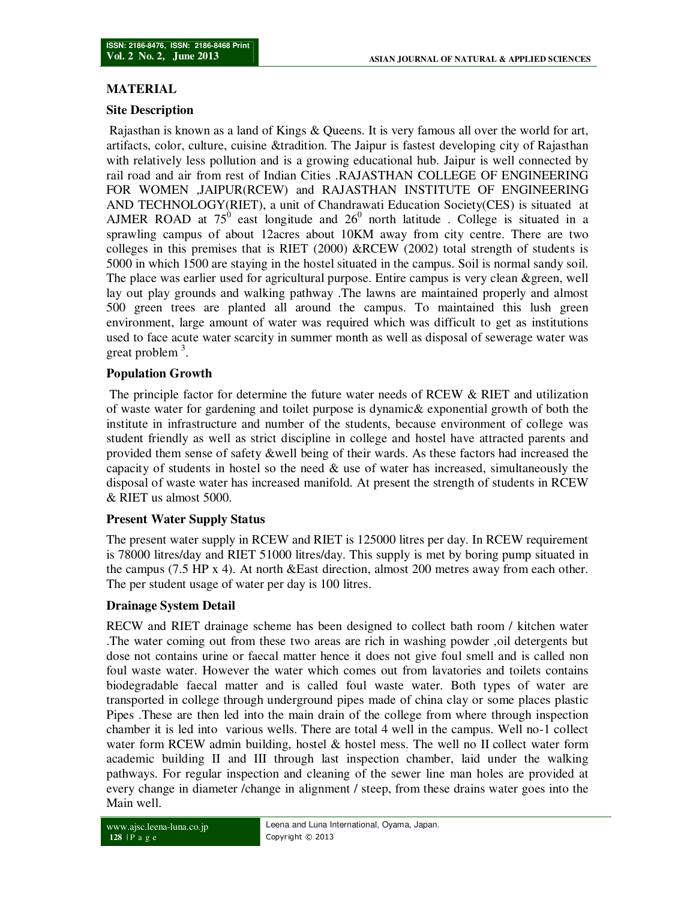## MATERIAL

### Site Description

Rajasthan is known as a land of Kings & Queens. It is very famous all over the world for art, artifacts, color, culture, cuisine &tradition. The Jaipur is fastest developing city of Rajasthan with relatively less pollution and is a growing educational hub. Jaipur is well connected by rail road and air from rest of Indian Cities .RAJASTHAN COLLEGE OF ENGINEERING FOR WOMEN ,JAIPUR(RCEW) and RAJASTHAN INSTITUTE OF ENGINEERING AND TECHNOLOGY(RIET), a unit of Chandrawati Education Society(CES) is situated at AJMER ROAD at $75^0$ east longitude and $26^0$ north latitude . College is situated in a sprawling campus of about 12acres about 10KM away from city centre. There are two colleges in this premises that is RIET (2000) &RCEW (2002) total strength of students is 5000 in which 1500 are staying in the hostel situated in the campus. Soil is normal sandy soil. The place was earlier used for agricultural purpose. Entire campus is very clean &green, well lay out play grounds and walking pathway .The lawns are maintained properly and almost 500 green trees are planted all around the campus. To maintained this lush green environment, large amount of water was required which was difficult to get as institutions used to face acute water scarcity in summer month as well as disposal of sewerage water was great problem [3].

### Population Growth

The principle factor for determine the future water needs of RCEW & RIET and utilization of waste water for gardening and toilet purpose is dynamic& exponential growth of both the institute in infrastructure and number of the students, because environment of college was student friendly as well as strict discipline in college and hostel have attracted parents and provided them sense of safety &well being of their wards. As these factors had increased the capacity of students in hostel so the need & use of water has increased, simultaneously the disposal of waste water has increased manifold. At present the strength of students in RCEW & RIET us almost 5000.

### Present Water Supply Status

The present water supply in RCEW and RIET is 125000 litres per day. In RCEW requirement is 78000 litres/day and RIET 51000 litres/day. This supply is met by boring pump situated in the campus (7.5 HP x 4). At north &East direction, almost 200 metres away from each other. The per student usage of water per day is 100 litres.

### Drainage System Detail

RECW and RIET drainage scheme has been designed to collect bath room / kitchen water .The water coming out from these two areas are rich in washing powder ,oil detergents but dose not contains urine or faecal matter hence it does not give foul smell and is called non foul waste water. However the water which comes out from lavatories and toilets contains biodegradable faecal matter and is called foul waste water. Both types of water are transported in college through underground pipes made of china clay or some places plastic Pipes .These are then led into the main drain of the college from where through inspection chamber it is led into various wells. There are total 4 well in the campus. Well no-1 collect water form RCEW admin building, hostel & hostel mess. The well no II collect water form academic building II and III through last inspection chamber, laid under the walking pathways. For regular inspection and cleaning of the sewer line man holes are provided at every change in diameter /change in alignment / steep, from these drains water goes into the Main well.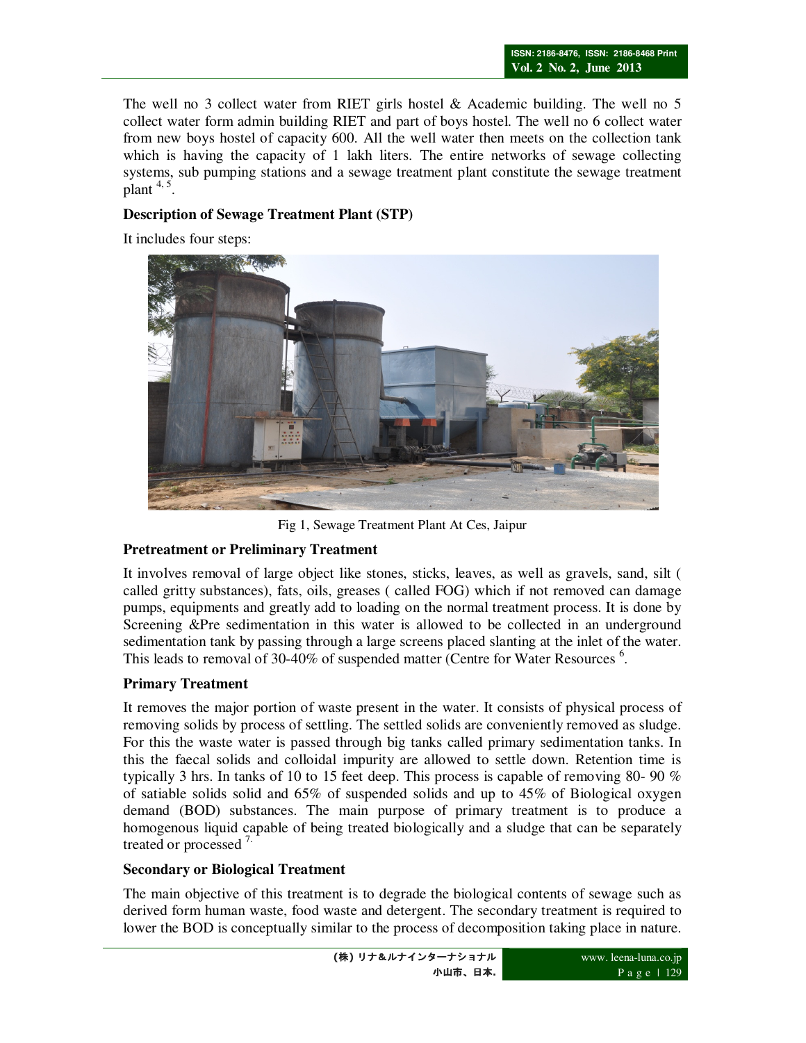The well no 3 collect water from RIET girls hostel & Academic building. The well no 5 collect water form admin building RIET and part of boys hostel. The well no 6 collect water from new boys hostel of capacity 600. All the well water then meets on the collection tank which is having the capacity of 1 lakh liters. The entire networks of sewage collecting systems, sub pumping stations and a sewage treatment plant constitute the sewage treatment plant [4, 5].

**Description of Sewage Treatment Plant (STP)**

It includes four steps:

Fig 1, Sewage Treatment Plant At Ces, Jaipur

**Pretreatment or Preliminary Treatment**

It involves removal of large object like stones, sticks, leaves, as well as gravels, sand, silt ( called gritty substances), fats, oils, greases ( called FOG) which if not removed can damage pumps, equipments and greatly add to loading on the normal treatment process. It is done by Screening &Pre sedimentation in this water is allowed to be collected in an underground sedimentation tank by passing through a large screens placed slanting at the inlet of the water. This leads to removal of 30-40% of suspended matter (Centre for Water Resources [6].

**Primary Treatment**

It removes the major portion of waste present in the water. It consists of physical process of removing solids by process of settling. The settled solids are conveniently removed as sludge. For this the waste water is passed through big tanks called primary sedimentation tanks. In this the faecal solids and colloidal impurity are allowed to settle down. Retention time is typically 3 hrs. In tanks of 10 to 15 feet deep. This process is capable of removing 80- 90 % of satiable solids solid and 65% of suspended solids and up to 45% of Biological oxygen demand (BOD) substances. The main purpose of primary treatment is to produce a homogenous liquid capable of being treated biologically and a sludge that can be separately treated or processed [7].

**Secondary or Biological Treatment**

The main objective of this treatment is to degrade the biological contents of sewage such as derived form human waste, food waste and detergent. The secondary treatment is required to lower the BOD is conceptually similar to the process of decomposition taking place in nature.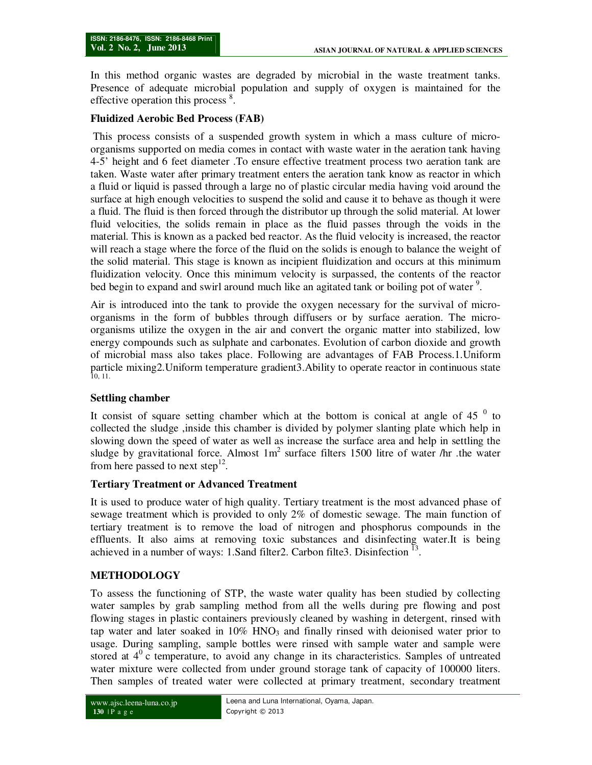In this method organic wastes are degraded by microbial in the waste treatment tanks. Presence of adequate microbial population and supply of oxygen is maintained for the effective operation this process [8].

**Fluidized Aerobic Bed Process (FAB)**

This process consists of a suspended growth system in which a mass culture of micro-organisms supported on media comes in contact with waste water in the aeration tank having 4-5' height and 6 feet diameter .To ensure effective treatment process two aeration tank are taken. Waste water after primary treatment enters the aeration tank know as reactor in which a fluid or liquid is passed through a large no of plastic circular media having void around the surface at high enough velocities to suspend the solid and cause it to behave as though it were a fluid. The fluid is then forced through the distributor up through the solid material. At lower fluid velocities, the solids remain in place as the fluid passes through the voids in the material. This is known as a packed bed reactor. As the fluid velocity is increased, the reactor will reach a stage where the force of the fluid on the solids is enough to balance the weight of the solid material. This stage is known as incipient fluidization and occurs at this minimum fluidization velocity. Once this minimum velocity is surpassed, the contents of the reactor bed begin to expand and swirl around much like an agitated tank or boiling pot of water [9].

Air is introduced into the tank to provide the oxygen necessary for the survival of micro-organisms in the form of bubbles through diffusers or by surface aeration. The micro-organisms utilize the oxygen in the air and convert the organic matter into stabilized, low energy compounds such as sulphate and carbonates. Evolution of carbon dioxide and growth of microbial mass also takes place. Following are advantages of FAB Process.1.Uniform particle mixing2.Uniform temperature gradient3.Ability to operate reactor in continuous state [10, 11].

**Settling chamber**

It consist of square setting chamber which at the bottom is conical at angle of 45 $^{0}$ to collected the sludge ,inside this chamber is divided by polymer slanting plate which help in slowing down the speed of water as well as increase the surface area and help in settling the sludge by gravitational force. Almost 1$m^2$ surface filters 1500 litre of water /hr .the water from here passed to next step[12].

**Tertiary Treatment or Advanced Treatment**

It is used to produce water of high quality. Tertiary treatment is the most advanced phase of sewage treatment which is provided to only 2% of domestic sewage. The main function of tertiary treatment is to remove the load of nitrogen and phosphorus compounds in the effluents. It also aims at removing toxic substances and disinfecting water.It is being achieved in a number of ways: 1.Sand filter2. Carbon filte3. Disinfection [13].

## METHODOLOGY

To assess the functioning of STP, the waste water quality has been studied by collecting water samples by grab sampling method from all the wells during pre flowing and post flowing stages in plastic containers previously cleaned by washing in detergent, rinsed with tap water and later soaked in 10% $HNO_3$ and finally rinsed with deionised water prior to usage. During sampling, sample bottles were rinsed with sample water and sample were stored at 4$^{0}$ c temperature, to avoid any change in its characteristics. Samples of untreated water mixture were collected from under ground storage tank of capacity of 100000 liters. Then samples of treated water were collected at primary treatment, secondary treatment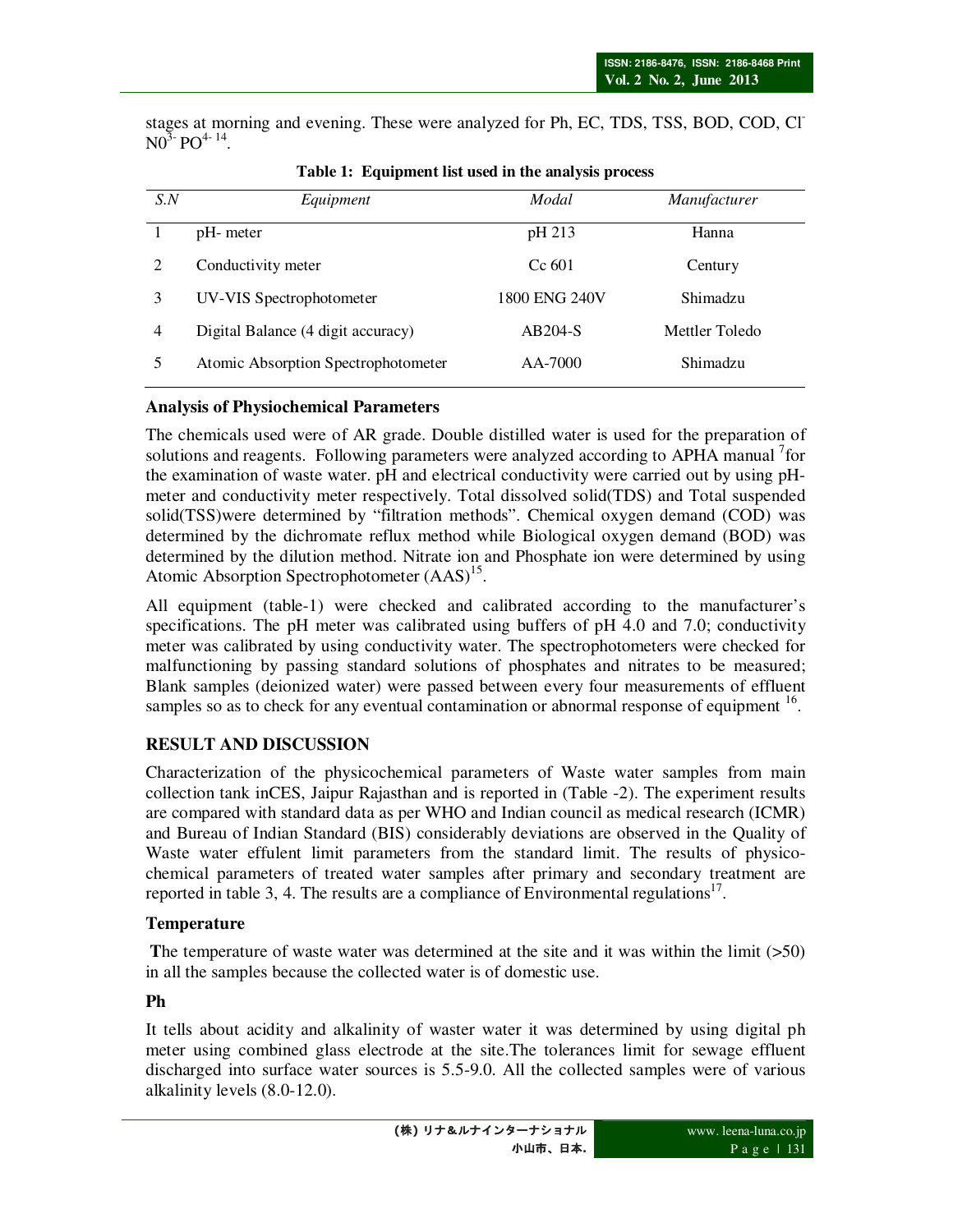stages at morning and evening. These were analyzed for Ph, EC, TDS, TSS, BOD, COD, $Cl^-$ $N0^{3-}$ $PO^{4-}$ [14].

**Table 1: Equipment list used in the analysis process**

| S.N | Equipment | Modal | Manufacturer |
|---|---|---|---|
| 1 | pH- meter | pH 213 | Hanna |
| 2 | Conductivity meter | Cc 601 | Century |
| 3 | UV-VIS Spectrophotometer | 1800 ENG 240V | Shimadzu |
| 4 | Digital Balance (4 digit accuracy) | AB204-S | Mettler Toledo |
| 5 | Atomic Absorption Spectrophotometer | AA-7000 | Shimadzu |

### Analysis of Physiochemical Parameters

The chemicals used were of AR grade. Double distilled water is used for the preparation of solutions and reagents. Following parameters were analyzed according to APHA manual [7]for the examination of waste water. pH and electrical conductivity were carried out by using pH-meter and conductivity meter respectively. Total dissolved solid(TDS) and Total suspended solid(TSS)were determined by "filtration methods". Chemical oxygen demand (COD) was determined by the dichromate reflux method while Biological oxygen demand (BOD) was determined by the dilution method. Nitrate ion and Phosphate ion were determined by using Atomic Absorption Spectrophotometer (AAS)[15].

All equipment (table-1) were checked and calibrated according to the manufacturer's specifications. The pH meter was calibrated using buffers of pH 4.0 and 7.0; conductivity meter was calibrated by using conductivity water. The spectrophotometers were checked for malfunctioning by passing standard solutions of phosphates and nitrates to be measured; Blank samples (deionized water) were passed between every four measurements of effluent samples so as to check for any eventual contamination or abnormal response of equipment [16].

## RESULT AND DISCUSSION

Characterization of the physicochemical parameters of Waste water samples from main collection tank inCES, Jaipur Rajasthan and is reported in (Table -2). The experiment results are compared with standard data as per WHO and Indian council as medical research (ICMR) and Bureau of Indian Standard (BIS) considerably deviations are observed in the Quality of Waste water effulent limit parameters from the standard limit. The results of physico-chemical parameters of treated water samples after primary and secondary treatment are reported in table 3, 4. The results are a compliance of Environmental regulations[17].

### Temperature

The temperature of waste water was determined at the site and it was within the limit (>50) in all the samples because the collected water is of domestic use.

### Ph

It tells about acidity and alkalinity of waster water it was determined by using digital ph meter using combined glass electrode at the site.The tolerances limit for sewage effluent discharged into surface water sources is 5.5-9.0. All the collected samples were of various alkalinity levels (8.0-12.0).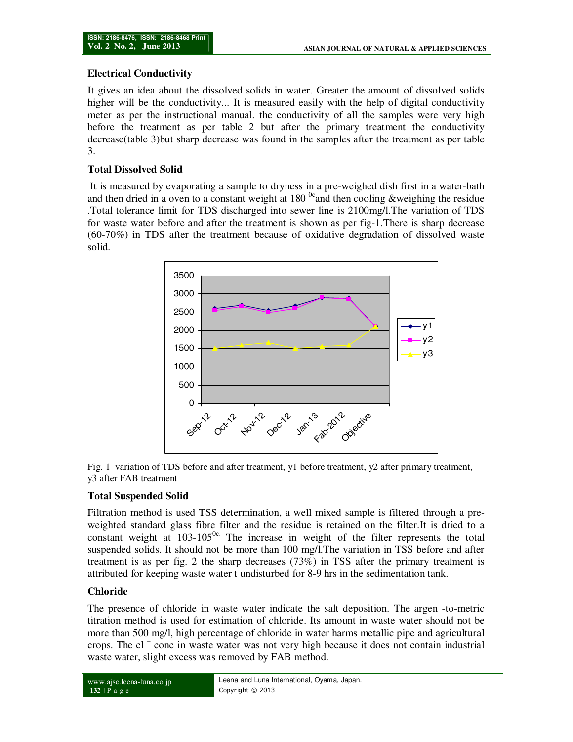**Electrical Conductivity**

It gives an idea about the dissolved solids in water. Greater the amount of dissolved solids higher will be the conductivity... It is measured easily with the help of digital conductivity meter as per the instructional manual. the conductivity of all the samples were very high before the treatment as per table 2 but after the primary treatment the conductivity decrease(table 3)but sharp decrease was found in the samples after the treatment as per table 3.

**Total Dissolved Solid**

It is measured by evaporating a sample to dryness in a pre-weighed dish first in a water-bath and then dried in a oven to a constant weight at 180 $^{0c}$and then cooling &weighing the residue .Total tolerance limit for TDS discharged into sewer line is 2100mg/l.The variation of TDS for waste water before and after the treatment is shown as per fig-1.There is sharp decrease (60-70%) in TDS after the treatment because of oxidative degradation of dissolved waste solid.

Fig. 1 variation of TDS before and after treatment, y1 before treatment, y2 after primary treatment, y3 after FAB treatment

**Total Suspended Solid**

Filtration method is used TSS determination, a well mixed sample is filtered through a pre-weighted standard glass fibre filter and the residue is retained on the filter.It is dried to a constant weight at 103-105$^{0c.}$ The increase in weight of the filter represents the total suspended solids. It should not be more than 100 mg/l.The variation in TSS before and after treatment is as per fig. 2 the sharp decreases (73%) in TSS after the primary treatment is attributed for keeping waste water t undisturbed for 8-9 hrs in the sedimentation tank.

**Chloride**

The presence of chloride in waste water indicate the salt deposition. The argen -to-metric titration method is used for estimation of chloride. Its amount in waste water should not be more than 500 mg/l, high percentage of chloride in water harms metallic pipe and agricultural crops. The $cl^-$ conc in waste water was not very high because it does not contain industrial waste water, slight excess was removed by FAB method.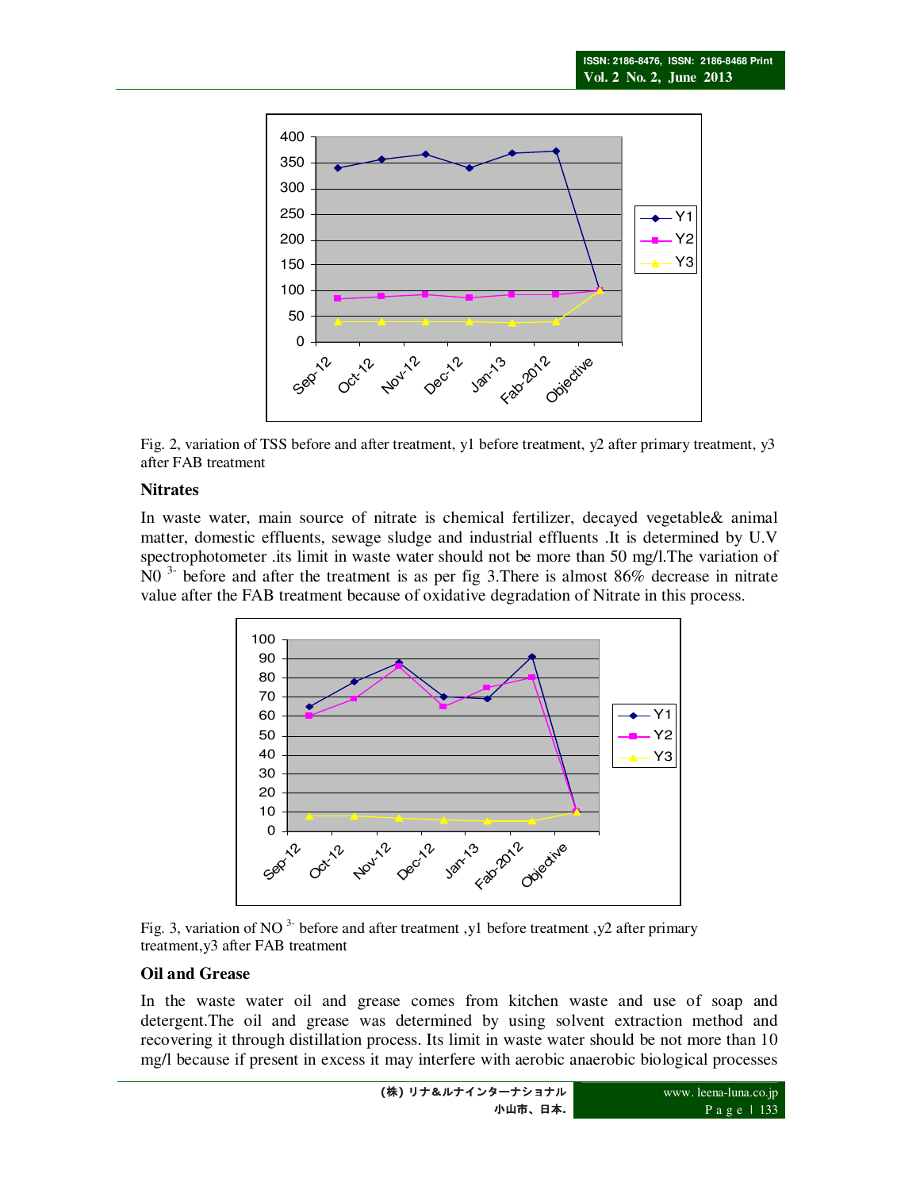Fig. 2, variation of TSS before and after treatment, y1 before treatment, y2 after primary treatment, y3 after FAB treatment

**Nitrates**

In waste water, main source of nitrate is chemical fertilizer, decayed vegetable& animal matter, domestic effluents, sewage sludge and industrial effluents .It is determined by U.V spectrophotometer .its limit in waste water should not be more than 50 mg/l.The variation of $N0^{3-}$ before and after the treatment is as per fig 3.There is almost 86% decrease in nitrate value after the FAB treatment because of oxidative degradation of Nitrate in this process.

Fig. 3, variation of $NO^{3-}$ before and after treatment ,y1 before treatment ,y2 after primary treatment,y3 after FAB treatment

**Oil and Grease**

In the waste water oil and grease comes from kitchen waste and use of soap and detergent.The oil and grease was determined by using solvent extraction method and recovering it through distillation process. Its limit in waste water should be not more than 10 mg/l because if present in excess it may interfere with aerobic anaerobic biological processes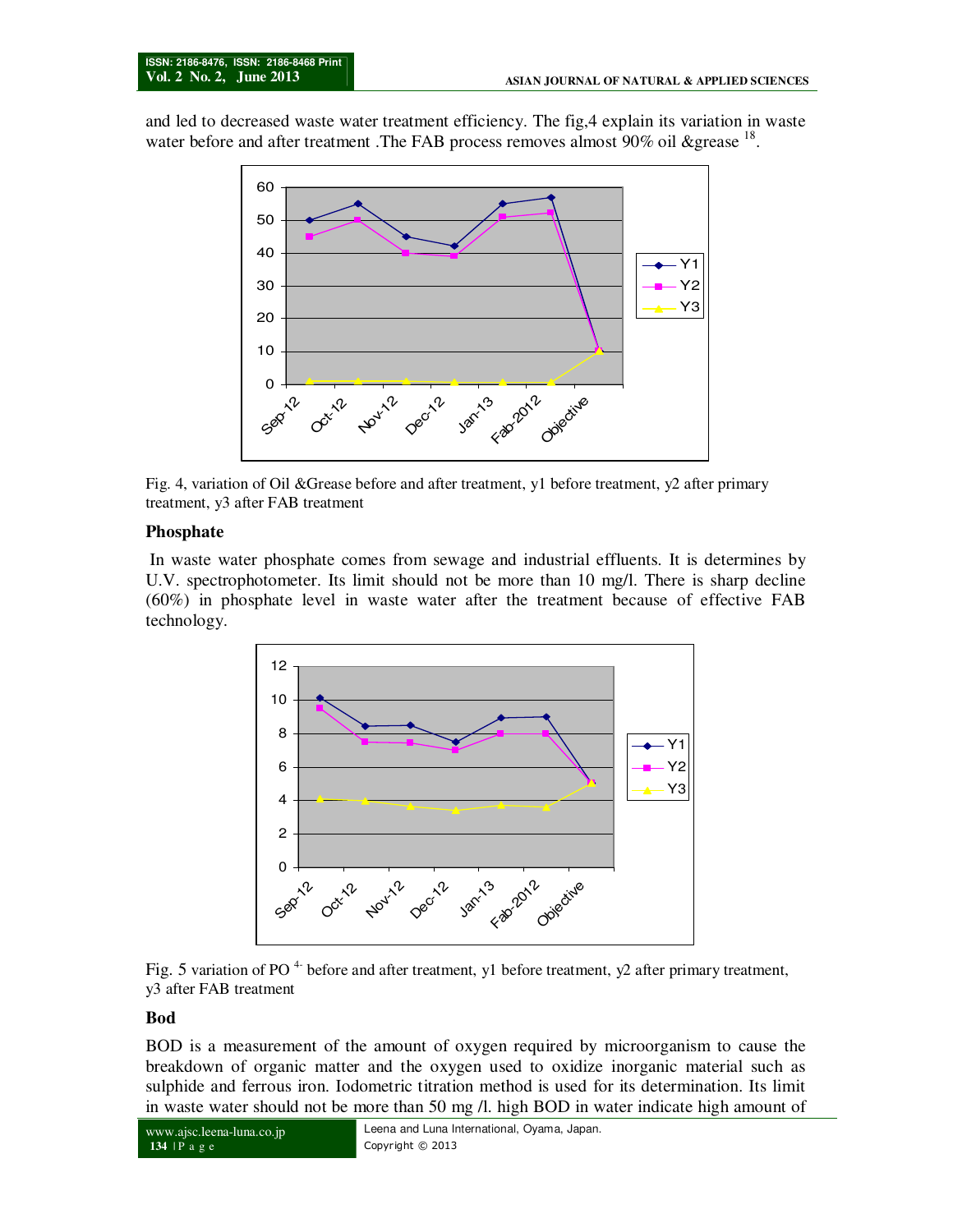and led to decreased waste water treatment efficiency. The fig,4 explain its variation in waste water before and after treatment .The FAB process removes almost 90% oil &grease [18].

Fig. 4, variation of Oil &Grease before and after treatment, y1 before treatment, y2 after primary treatment, y3 after FAB treatment

### Phosphate

In waste water phosphate comes from sewage and industrial effluents. It is determines by U.V. spectrophotometer. Its limit should not be more than 10 mg/l. There is sharp decline (60%) in phosphate level in waste water after the treatment because of effective FAB technology.

Fig. 5 variation of $PO^{4-}$ before and after treatment, y1 before treatment, y2 after primary treatment, y3 after FAB treatment

### Bod

BOD is a measurement of the amount of oxygen required by microorganism to cause the breakdown of organic matter and the oxygen used to oxidize inorganic material such as sulphide and ferrous iron. Iodometric titration method is used for its determination. Its limit in waste water should not be more than 50 mg /l. high BOD in water indicate high amount of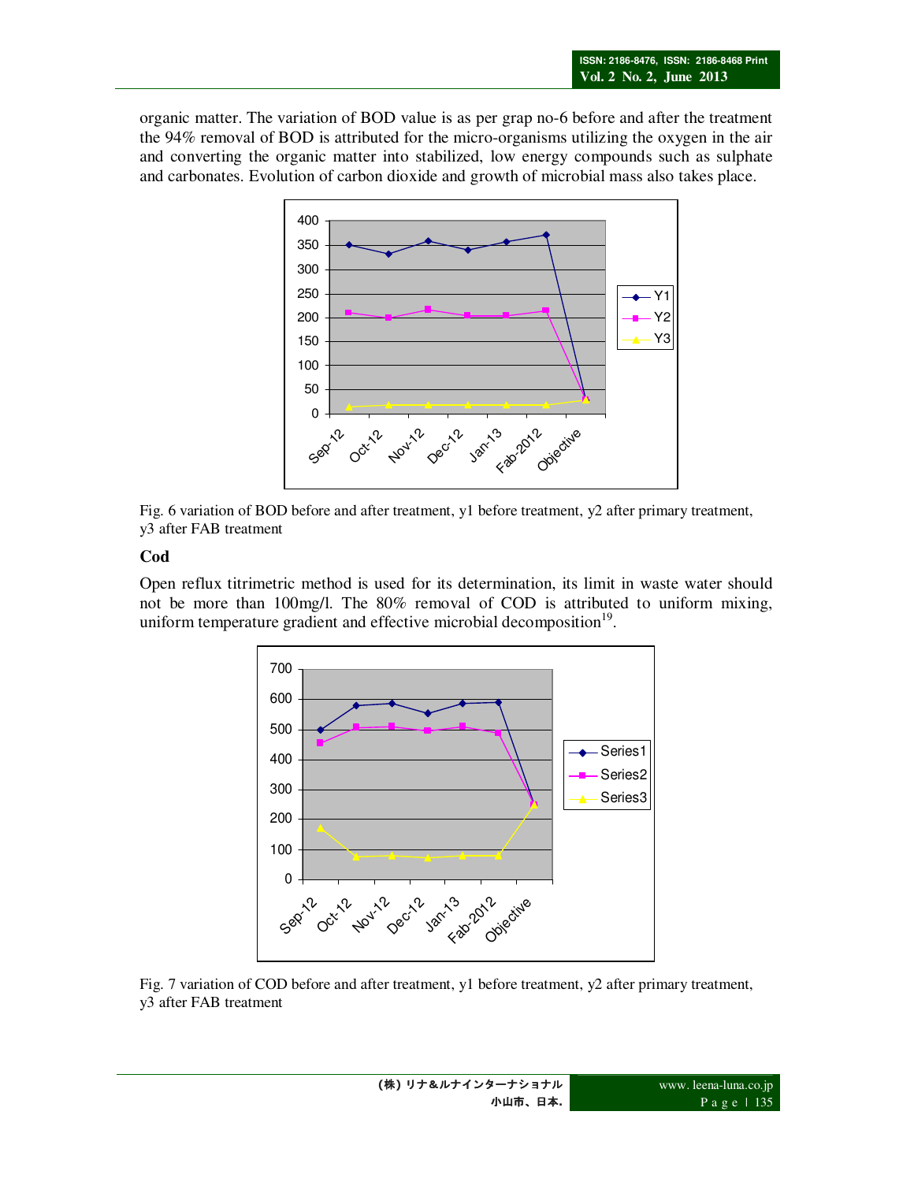organic matter. The variation of BOD value is as per grap no-6 before and after the treatment the 94% removal of BOD is attributed for the micro-organisms utilizing the oxygen in the air and converting the organic matter into stabilized, low energy compounds such as sulphate and carbonates. Evolution of carbon dioxide and growth of microbial mass also takes place.

Fig. 6 variation of BOD before and after treatment, y1 before treatment, y2 after primary treatment, y3 after FAB treatment

**Cod**

Open reflux titrimetric method is used for its determination, its limit in waste water should not be more than 100mg/l. The 80% removal of COD is attributed to uniform mixing, uniform temperature gradient and effective microbial decomposition[19].

Fig. 7 variation of COD before and after treatment, y1 before treatment, y2 after primary treatment, y3 after FAB treatment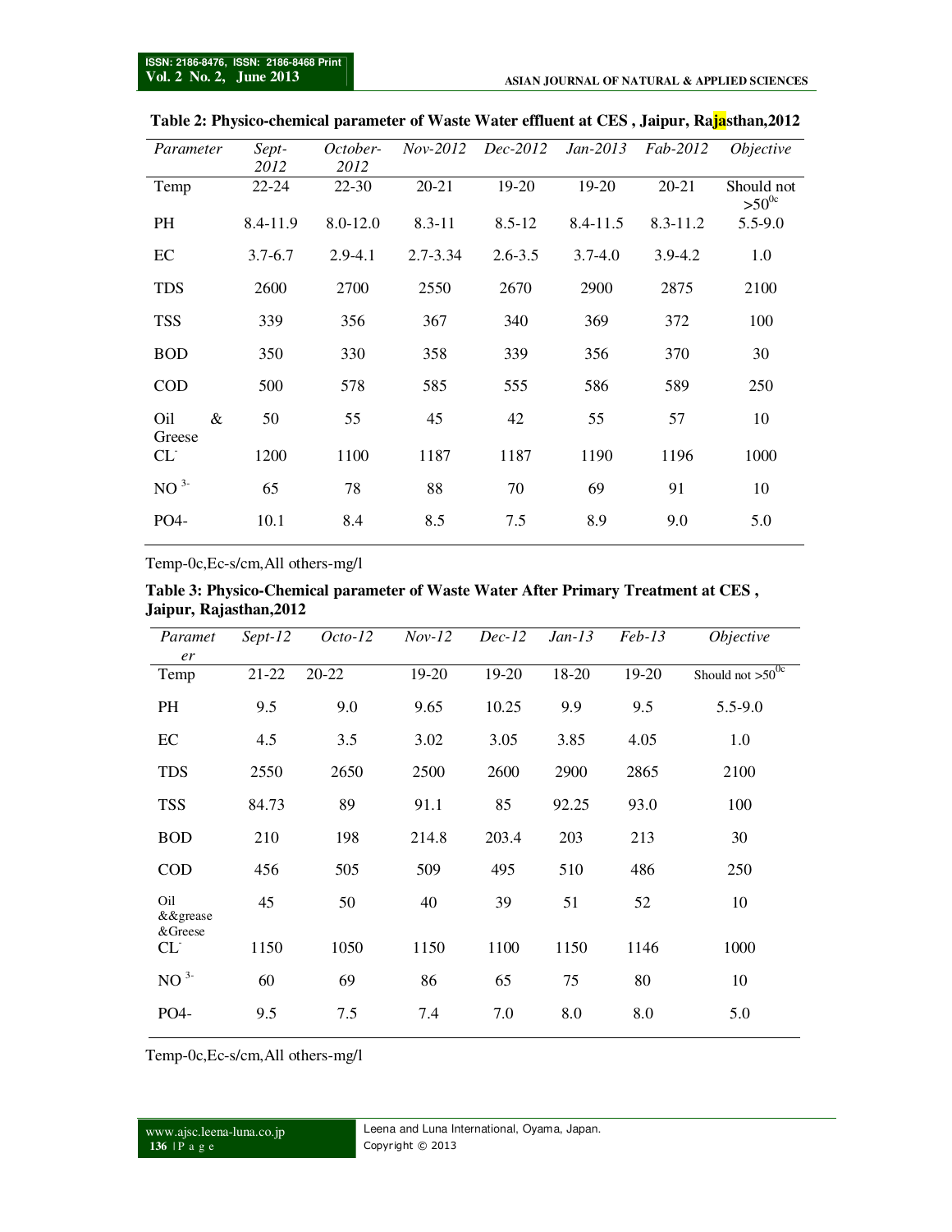**Table 2: Physico-chemical parameter of Waste Water effluent at CES , Jaipur, Rajasthan,2012**

| *Parameter* | *Sept-2012* | *October-2012* | *Nov-2012* | *Dec-2012* | *Jan-2013* | *Fab-2012* | *Objective* |
|---|---|---|---|---|---|---|---|
| Temp | 22-24 | 22-30 | 20-21 | 19-20 | 19-20 | 20-21 | Should not $>50^{0c}$ |
| PH | 8.4-11.9 | 8.0-12.0 | 8.3-11 | 8.5-12 | 8.4-11.5 | 8.3-11.2 | 5.5-9.0 |
| EC | 3.7-6.7 | 2.9-4.1 | 2.7-3.34 | 2.6-3.5 | 3.7-4.0 | 3.9-4.2 | 1.0 |
| TDS | 2600 | 2700 | 2550 | 2670 | 2900 | 2875 | 2100 |
| TSS | 339 | 356 | 367 | 340 | 369 | 372 | 100 |
| BOD | 350 | 330 | 358 | 339 | 356 | 370 | 30 |
| COD | 500 | 578 | 585 | 555 | 586 | 589 | 250 |
| Oil & Greese | 50 | 55 | 45 | 42 | 55 | 57 | 10 |
| $CL^-$ | 1200 | 1100 | 1187 | 1187 | 1190 | 1196 | 1000 |
| $NO^{3-}$ | 65 | 78 | 88 | 70 | 69 | 91 | 10 |
| PO4- | 10.1 | 8.4 | 8.5 | 7.5 | 8.9 | 9.0 | 5.0 |

Temp-0c,Ec-s/cm,All others-mg/l

**Table 3: Physico-Chemical parameter of Waste Water After Primary Treatment at CES , Jaipur, Rajasthan,2012**

| *Parameter* | *Sept-12* | *Octo-12* | *Nov-12* | *Dec-12* | *Jan-13* | *Feb-13* | *Objective* |
|---|---|---|---|---|---|---|---|
| Temp | 21-22 | 20-22 | 19-20 | 19-20 | 18-20 | 19-20 | Should not $>50^{0c}$ |
| PH | 9.5 | 9.0 | 9.65 | 10.25 | 9.9 | 9.5 | 5.5-9.0 |
| EC | 4.5 | 3.5 | 3.02 | 3.05 | 3.85 | 4.05 | 1.0 |
| TDS | 2550 | 2650 | 2500 | 2600 | 2900 | 2865 | 2100 |
| TSS | 84.73 | 89 | 91.1 | 85 | 92.25 | 93.0 | 100 |
| BOD | 210 | 198 | 214.8 | 203.4 | 203 | 213 | 30 |
| COD | 456 | 505 | 509 | 495 | 510 | 486 | 250 |
| Oil &&grease &Greese | 45 | 50 | 40 | 39 | 51 | 52 | 10 |
| $CL^-$ | 1150 | 1050 | 1150 | 1100 | 1150 | 1146 | 1000 |
| $NO^{3-}$ | 60 | 69 | 86 | 65 | 75 | 80 | 10 |
| PO4- | 9.5 | 7.5 | 7.4 | 7.0 | 8.0 | 8.0 | 5.0 |

Temp-0c,Ec-s/cm,All others-mg/l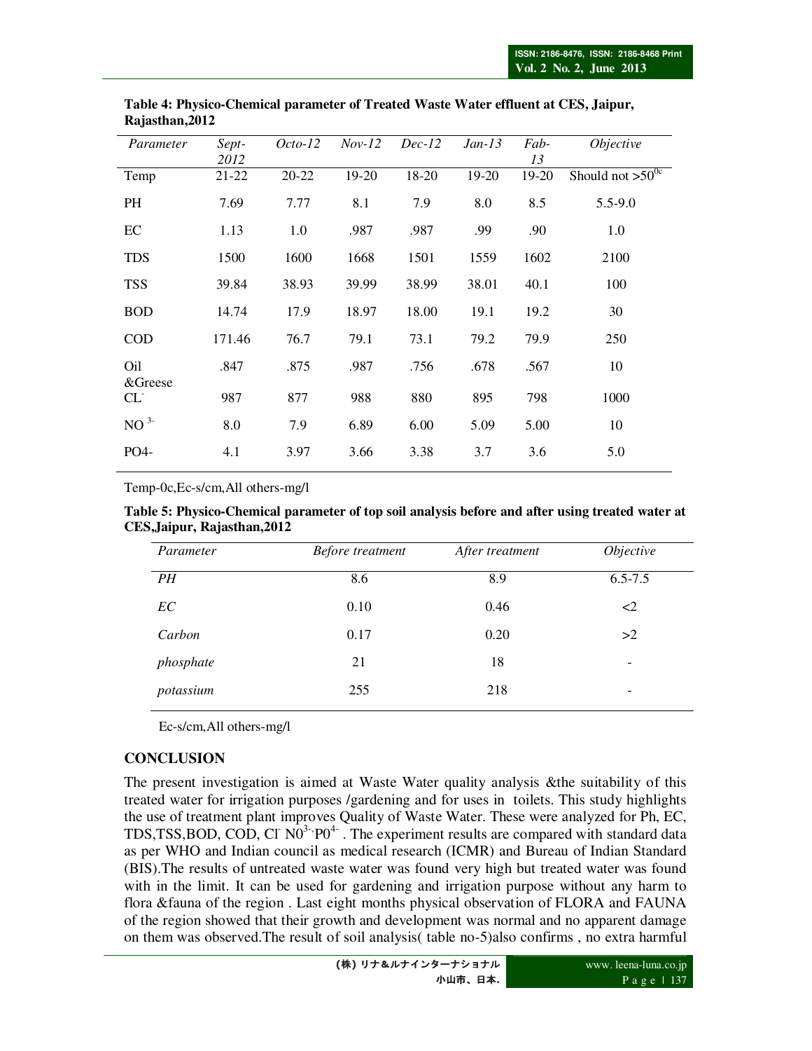**Table 4: Physico-Chemical parameter of Treated Waste Water effluent at CES, Jaipur, Rajasthan,2012**

| *Parameter* | *Sept-2012* | *Octo-12* | *Nov-12* | *Dec-12* | *Jan-13* | *Fab-13* | *Objective* |
|---|---|---|---|---|---|---|---|
| Temp | 21-22 | 20-22 | 19-20 | 18-20 | 19-20 | 19-20 | Should not $>50^{0c}$ |
| PH | 7.69 | 7.77 | 8.1 | 7.9 | 8.0 | 8.5 | 5.5-9.0 |
| EC | 1.13 | 1.0 | .987 | .987 | .99 | .90 | 1.0 |
| TDS | 1500 | 1600 | 1668 | 1501 | 1559 | 1602 | 2100 |
| TSS | 39.84 | 38.93 | 39.99 | 38.99 | 38.01 | 40.1 | 100 |
| BOD | 14.74 | 17.9 | 18.97 | 18.00 | 19.1 | 19.2 | 30 |
| COD | 171.46 | 76.7 | 79.1 | 73.1 | 79.2 | 79.9 | 250 |
| Oil &Greese | .847 | .875 | .987 | .756 | .678 | .567 | 10 |
| $CL^-$ | 987 | 877 | 988 | 880 | 895 | 798 | 1000 |
| $NO^{3-}$ | 8.0 | 7.9 | 6.89 | 6.00 | 5.09 | 5.00 | 10 |
| PO4- | 4.1 | 3.97 | 3.66 | 3.38 | 3.7 | 3.6 | 5.0 |

Temp-0c,Ec-s/cm,All others-mg/l

**Table 5: Physico-Chemical parameter of top soil analysis before and after using treated water at CES,Jaipur, Rajasthan,2012**

| *Parameter* | *Before treatment* | *After treatment* | *Objective* |
|---|---|---|---|
| *PH* | 8.6 | 8.9 | 6.5-7.5 |
| *EC* | 0.10 | 0.46 | <2 |
| *Carbon* | 0.17 | 0.20 | >2 |
| *phosphate* | 21 | 18 | - |
| *potassium* | 255 | 218 | - |

Ec-s/cm,All others-mg/l

## CONCLUSION

The present investigation is aimed at Waste Water quality analysis &the suitability of this treated water for irrigation purposes /gardening and for uses in toilets. This study highlights the use of treatment plant improves Quality of Waste Water. These were analyzed for Ph, EC, TDS,TSS,BOD, COD, $Cl^-$ $N0^{3-}$,$P0^{4-}$ . The experiment results are compared with standard data as per WHO and Indian council as medical research (ICMR) and Bureau of Indian Standard (BIS).The results of untreated waste water was found very high but treated water was found with in the limit. It can be used for gardening and irrigation purpose without any harm to flora &fauna of the region . Last eight months physical observation of FLORA and FAUNA of the region showed that their growth and development was normal and no apparent damage on them was observed.The result of soil analysis( table no-5)also confirms , no extra harmful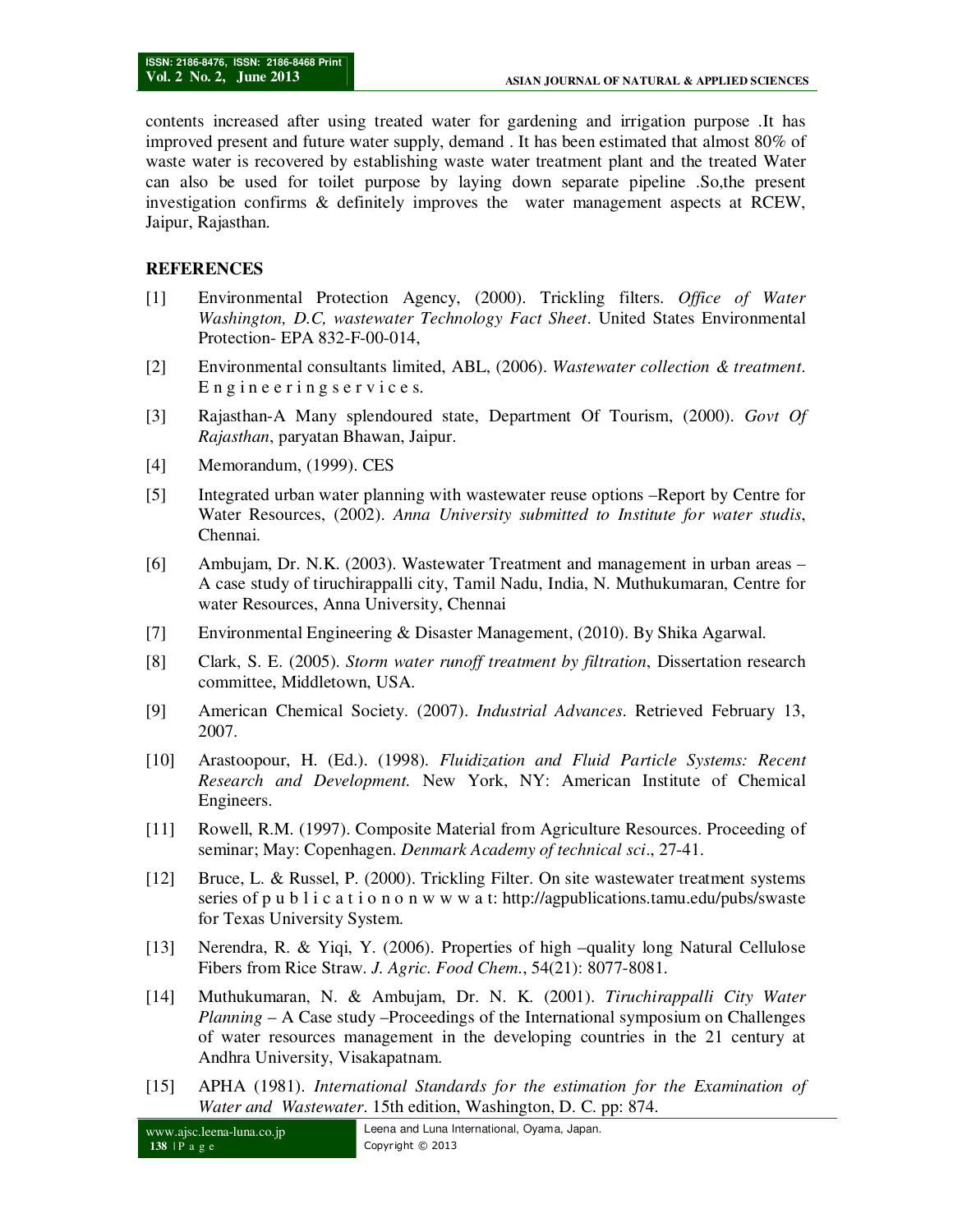contents increased after using treated water for gardening and irrigation purpose .It has improved present and future water supply, demand . It has been estimated that almost 80% of waste water is recovered by establishing waste water treatment plant and the treated Water can also be used for toilet purpose by laying down separate pipeline .So,the present investigation confirms & definitely improves the water management aspects at RCEW, Jaipur, Rajasthan.

## REFERENCES

[1] Environmental Protection Agency, (2000). Trickling filters. *Office of Water Washington, D.C, wastewater Technology Fact Sheet*. United States Environmental Protection- EPA 832-F-00-014,

[2] Environmental consultants limited, ABL, (2006). *Wastewater collection & treatment*. E n g i n e e r i n g s e r v i c e s.

[3] Rajasthan-A Many splendoured state, Department Of Tourism, (2000). *Govt Of Rajasthan*, paryatan Bhawan, Jaipur.

[4] Memorandum, (1999). CES

[5] Integrated urban water planning with wastewater reuse options –Report by Centre for Water Resources, (2002). *Anna University submitted to Institute for water studis*, Chennai.

[6] Ambujam, Dr. N.K. (2003). Wastewater Treatment and management in urban areas – A case study of tiruchirappalli city, Tamil Nadu, India, N. Muthukumaran, Centre for water Resources, Anna University, Chennai

[7] Environmental Engineering & Disaster Management, (2010). By Shika Agarwal.

[8] Clark, S. E. (2005). *Storm water runoff treatment by filtration*, Dissertation research committee, Middletown, USA.

[9] American Chemical Society. (2007). *Industrial Advances*. Retrieved February 13, 2007.

[10] Arastoopour, H. (Ed.). (1998). *Fluidization and Fluid Particle Systems: Recent Research and Development.* New York, NY: American Institute of Chemical Engineers.

[11] Rowell, R.M. (1997). Composite Material from Agriculture Resources. Proceeding of seminar; May: Copenhagen. *Denmark Academy of technical sci*., 27-41.

[12] Bruce, L. & Russel, P. (2000). Trickling Filter. On site wastewater treatment systems series of p u b l i c a t i o n o n w w w a t: http://agpublications.tamu.edu/pubs/swaste for Texas University System.

[13] Nerendra, R. & Yiqi, Y. (2006). Properties of high –quality long Natural Cellulose Fibers from Rice Straw. *J. Agric. Food Chem*., 54(21): 8077-8081.

[14] Muthukumaran, N. & Ambujam, Dr. N. K. (2001). *Tiruchirappalli City Water Planning* – A Case study –Proceedings of the International symposium on Challenges of water resources management in the developing countries in the 21 century at Andhra University, Visakapatnam.

[15] APHA (1981). *International Standards for the estimation for the Examination of Water and Wastewater*. 15th edition, Washington, D. C. pp: 874.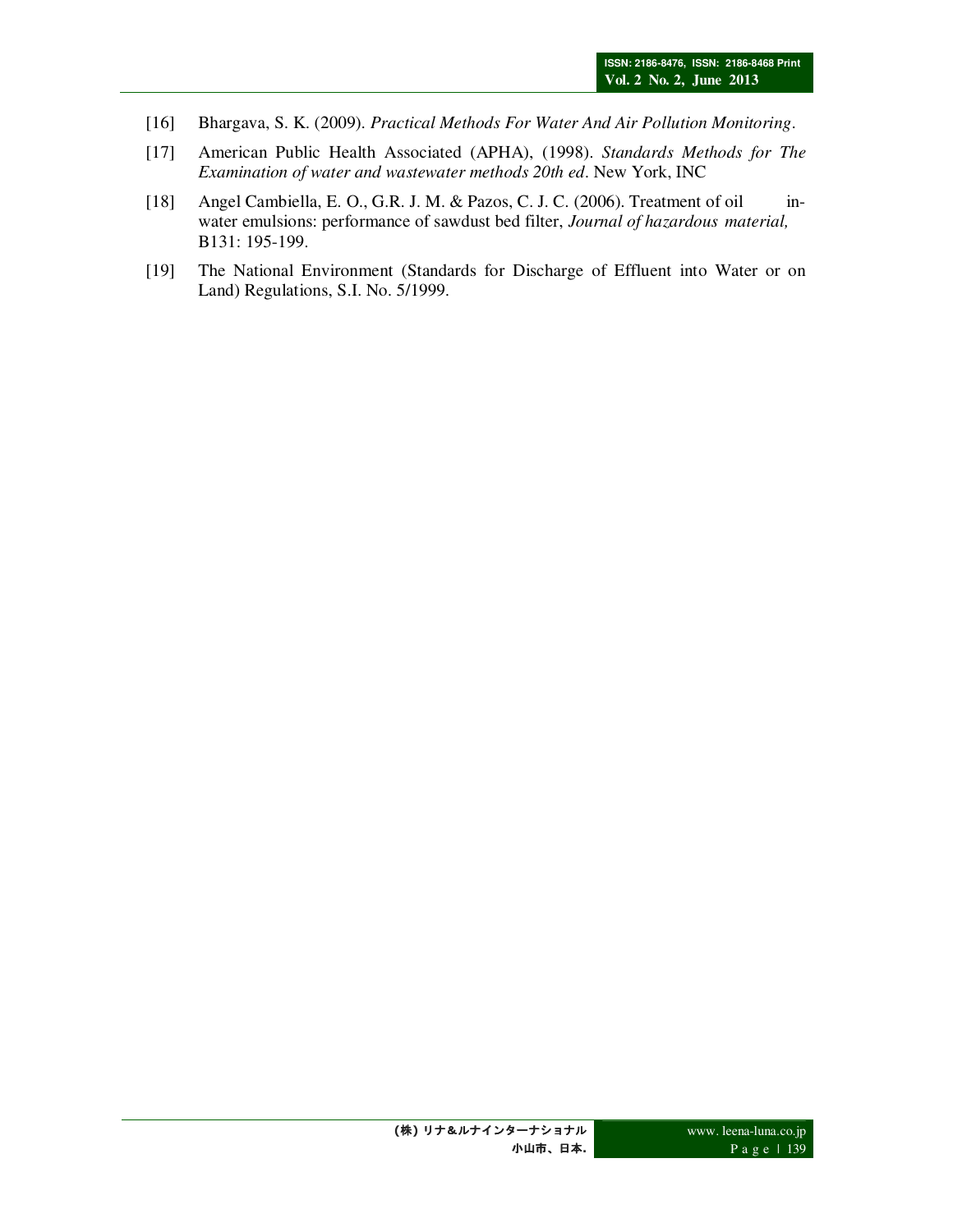[16] Bhargava, S. K. (2009). *Practical Methods For Water And Air Pollution Monitoring*.

[17] American Public Health Associated (APHA), (1998). *Standards Methods for The Examination of water and wastewater methods 20th ed*. New York, INC

[18] Angel Cambiella, E. O., G.R. J. M. & Pazos, C. J. C. (2006). Treatment of oil in-water emulsions: performance of sawdust bed filter, *Journal of hazardous material,* B131: 195-199.

[19] The National Environment (Standards for Discharge of Effluent into Water or on Land) Regulations, S.I. No. 5/1999.